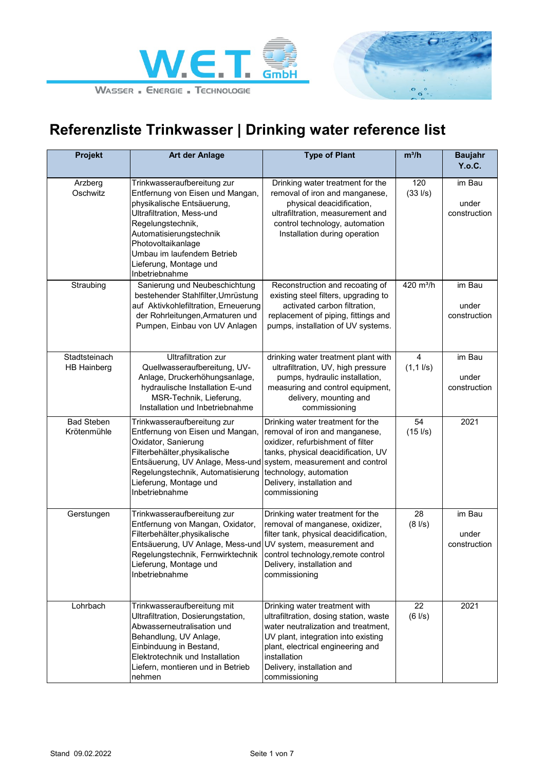W.E.T. GmbH

WASSER . ENERGIE . TECHNOLOGIE

# Referenzliste Trinkwasser | Drinking water reference list

| Projekt | Art der Anlage | Type of Plant | m³/h | Baujahr Y.o.C. |
|---|---|---|---|---|
| Arzberg Oschwitz | Trinkwasseraufbereitung zur Entfernung von Eisen und Mangan, physikalische Entsäuerung, Ultrafiltration, Mess-und Regelungstechnik, Automatisierungstechnik Photovoltaikanlage Umbau im laufendem Betrieb Lieferung, Montage und Inbetriebnahme | Drinking water treatment for the removal of iron and manganese, physical deacidification, ultrafiltration, measurement and control technology, automation Installation during operation | 120 (33 l/s) | im Bau under construction |
| Straubing | Sanierung und Neubeschichtung bestehender Stahlfilter,Umrüstung auf Aktivkohlefiltration, Erneuerung der Rohrleitungen,Armaturen und Pumpen, Einbau von UV Anlagen | Reconstruction and recoating of existing steel filters, upgrading to activated carbon filtration, replacement of piping, fittings and pumps, installation of UV systems. | 420 m³/h | im Bau under construction |
| Stadtsteinach HB Hainberg | Ultrafiltration zur Quellwasseraufbereitung, UV-Anlage, Druckerhöhungsanlage, hydraulische Installation E-und MSR-Technik, Lieferung, Installation und Inbetriebnahme | drinking water treatment plant with ultrafiltration, UV, high pressure pumps, hydraulic installation, measuring and control equipment, delivery, mounting and commissioning | 4 (1,1 l/s) | im Bau under construction |
| Bad Steben Krötenmühle | Trinkwasseraufbereitung zur Entfernung von Eisen und Mangan, Oxidator, Sanierung Filterbehälter,physikalische Entsäuerung, UV Anlage, Mess-und Regelungstechnik, Automatisierung Lieferung, Montage und Inbetriebnahme | Drinking water treatment for the removal of iron and manganese, oxidizer, refurbishment of filter tanks, physical deacidification, UV system, measurement and control technology, automation Delivery, installation and commissioning | 54 (15 l/s) | 2021 |
| Gerstungen | Trinkwasseraufbereitung zur Entfernung von Mangan, Oxidator, Filterbehälter,physikalische Entsäuerung, UV Anlage, Mess-und Regelungstechnik, Fernwirktechnik Lieferung, Montage und Inbetriebnahme | Drinking water treatment for the removal of manganese, oxidizer, filter tank, physical deacidification, UV system, measurement and control technology,remote control Delivery, installation and commissioning | 28 (8 l/s) | im Bau under construction |
| Lohrbach | Trinkwasseraufbereitung mit Ultrafiltration, Dosierungstation, Abwasserneutralisation und Behandlung, UV Anlage, Einbinduung in Bestand, Elektrotechnik und Installation Liefern, montieren und in Betrieb nehmen | Drinking water treatment with ultrafiltration, dosing station, waste water neutralization and treatment, UV plant, integration into existing plant, electrical engineering and installation Delivery, installation and commissioning | 22 (6 l/s) | 2021 |

Stand 09.02.2022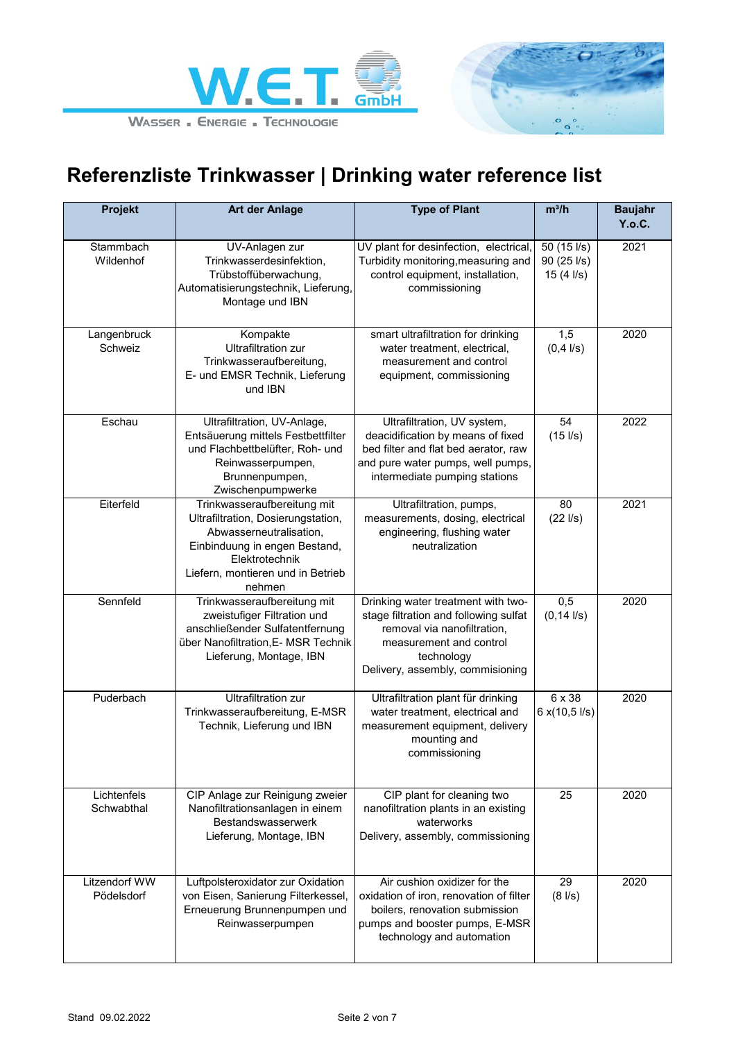W.E.T. GmbH

WASSER . ENERGIE . TECHNOLOGIE

# Referenzliste Trinkwasser | Drinking water reference list

| Projekt | Art der Anlage | Type of Plant | m³/h | Baujahr Y.o.C. |
|---|---|---|---|---|
| Stammbach Wildenhof | UV-Anlagen zur Trinkwasserdesinfektion, Trübstoffüberwachung, Automatisierungstechnik, Lieferung, Montage und IBN | UV plant for desinfection, electrical, Turbidity monitoring,measuring and control equipment, installation, commissioning | 50 (15 l/s) 90 (25 l/s) 15 (4 l/s) | 2021 |
| Langenbruck Schweiz | Kompakte Ultrafiltration zur Trinkwasseraufbereitung, E- und EMSR Technik, Lieferung und IBN | smart ultrafiltration for drinking water treatment, electrical, measurement and control equipment, commissioning | 1,5 (0,4 l/s) | 2020 |
| Eschau | Ultrafiltration, UV-Anlage, Entsäuerung mittels Festbettfilter und Flachbettbelüfter, Roh- und Reinwasserpumpen, Brunnenpumpen, Zwischenpumpwerke | Ultrafiltration, UV system, deacidification by means of fixed bed filter and flat bed aerator, raw and pure water pumps, well pumps, intermediate pumping stations | 54 (15 l/s) | 2022 |
| Eiterfeld | Trinkwasseraufbereitung mit Ultrafiltration, Dosierungstation, Abwasserneutralisation, Einbinduung in engen Bestand, Elektrotechnik Liefern, montieren und in Betrieb nehmen | Ultrafiltration, pumps, measurements, dosing, electrical engineering, flushing water neutralization | 80 (22 l/s) | 2021 |
| Sennfeld | Trinkwasseraufbereitung mit zweistufiger Filtration und anschließender Sulfatentfernung über Nanofiltration,E- MSR Technik Lieferung, Montage, IBN | Drinking water treatment with two-stage filtration and following sulfat removal via nanofiltration, measurement and control technology Delivery, assembly, commisioning | 0,5 (0,14 l/s) | 2020 |
| Puderbach | Ultrafiltration zur Trinkwasseraufbereitung, E-MSR Technik, Lieferung und IBN | Ultrafiltration plant für drinking water treatment, electrical and measurement equipment, delivery mounting and commissioning | 6 x 38 6 x(10,5 l/s) | 2020 |
| Lichtenfels Schwabthal | CIP Anlage zur Reinigung zweier Nanofiltrationsanlagen in einem Bestandswasserwerk Lieferung, Montage, IBN | CIP plant for cleaning two nanofiltration plants in an existing waterworks Delivery, assembly, commissioning | 25 | 2020 |
| Litzendorf WW Pödelsdorf | Luftpolsteroxidator zur Oxidation von Eisen, Sanierung Filterkessel, Erneuerung Brunnenpumpen und Reinwasserpumpen | Air cushion oxidizer for the oxidation of iron, renovation of filter boilers, renovation submission pumps and booster pumps, E-MSR technology and automation | 29 (8 l/s) | 2020 |

Stand 09.02.2022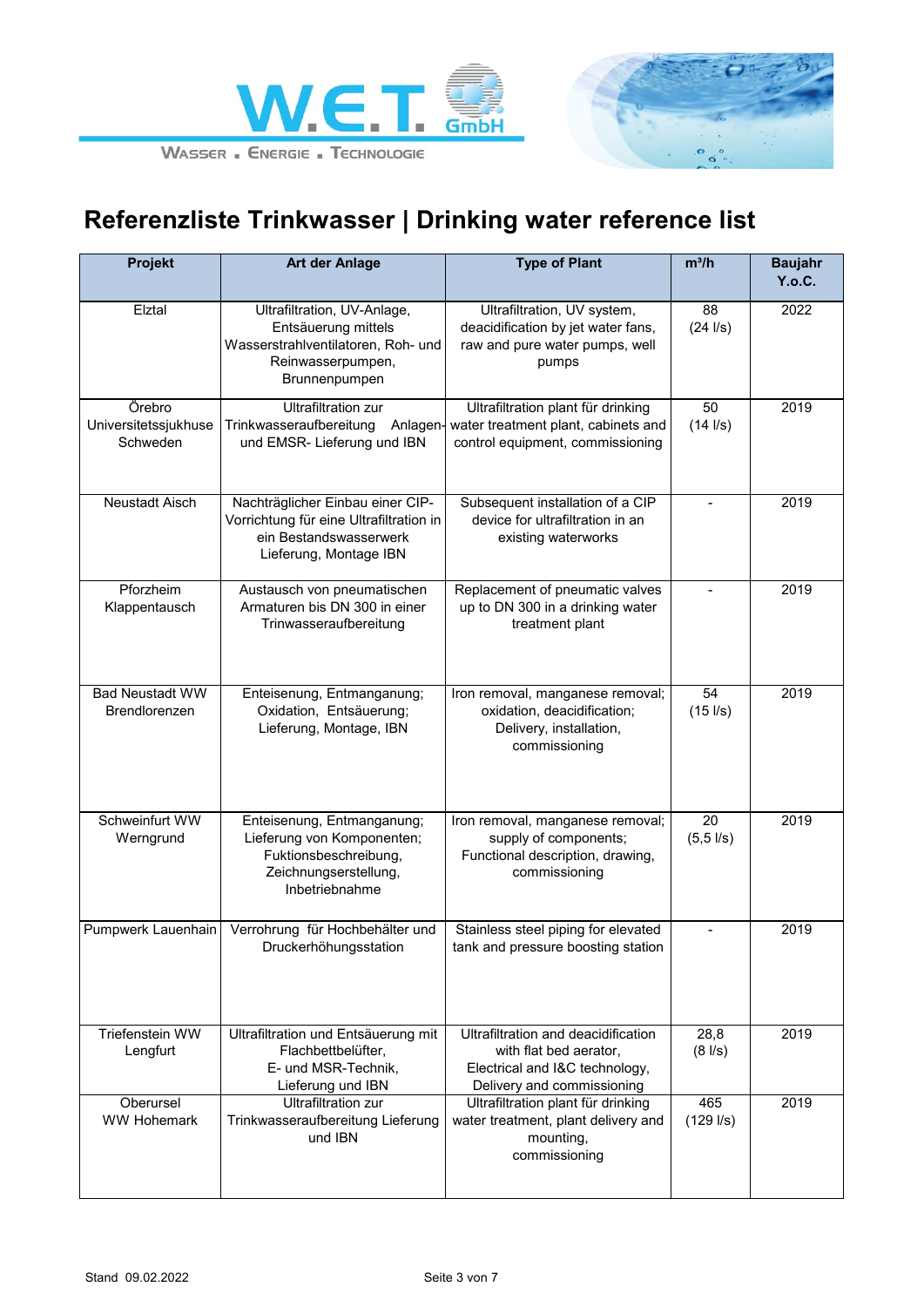W.E.T. GmbH

WASSER . ENERGIE . TECHNOLOGIE

# Referenzliste Trinkwasser | Drinking water reference list

| Projekt | Art der Anlage | Type of Plant | m³/h | Baujahr Y.o.C. |
|---|---|---|---|---|
| Elztal | Ultrafiltration, UV-Anlage, Entsäuerung mittels Wasserstrahlventilatoren, Roh- und Reinwasserpumpen, Brunnenpumpen | Ultrafiltration, UV system, deacidification by jet water fans, raw and pure water pumps, well pumps | 88 (24 l/s) | 2022 |
| Örebro Universitetssjukhuse Schweden | Ultrafiltration zur Trinkwasseraufbereitung Anlagen- und EMSR- Lieferung und IBN | Ultrafiltration plant für drinking water treatment plant, cabinets and control equipment, commissioning | 50 (14 l/s) | 2019 |
| Neustadt Aisch | Nachträglicher Einbau einer CIP-Vorrichtung für eine Ultrafiltration in ein Bestandswasserwerk Lieferung, Montage IBN | Subsequent installation of a CIP device for ultrafiltration in an existing waterworks | - | 2019 |
| Pforzheim Klappentausch | Austausch von pneumatischen Armaturen bis DN 300 in einer Trinwasseraufbereitung | Replacement of pneumatic valves up to DN 300 in a drinking water treatment plant | - | 2019 |
| Bad Neustadt WW Brendlorenzen | Enteisenung, Entmanganung; Oxidation, Entsäuerung; Lieferung, Montage, IBN | Iron removal, manganese removal; oxidation, deacidification; Delivery, installation, commissioning | 54 (15 l/s) | 2019 |
| Schweinfurt WW Werngrund | Enteisenung, Entmanganung; Lieferung von Komponenten; Fuktionsbeschreibung, Zeichnungserstellung, Inbetriebnahme | Iron removal, manganese removal; supply of components; Functional description, drawing, commissioning | 20 (5,5 l/s) | 2019 |
| Pumpwerk Lauenhain | Verrohrung für Hochbehälter und Druckerhöhungsstation | Stainless steel piping for elevated tank and pressure boosting station | - | 2019 |
| Triefenstein WW Lengfurt | Ultrafiltration und Entsäuerung mit Flachbettbelüfter, E- und MSR-Technik, Lieferung und IBN | Ultrafiltration and deacidification with flat bed aerator, Electrical and I&C technology, Delivery and commissioning | 28,8 (8 l/s) | 2019 |
| Oberursel WW Hohemark | Ultrafiltration zur Trinkwasseraufbereitung Lieferung und IBN | Ultrafiltration plant für drinking water treatment, plant delivery and mounting, commissioning | 465 (129 l/s) | 2019 |

Stand 09.02.2022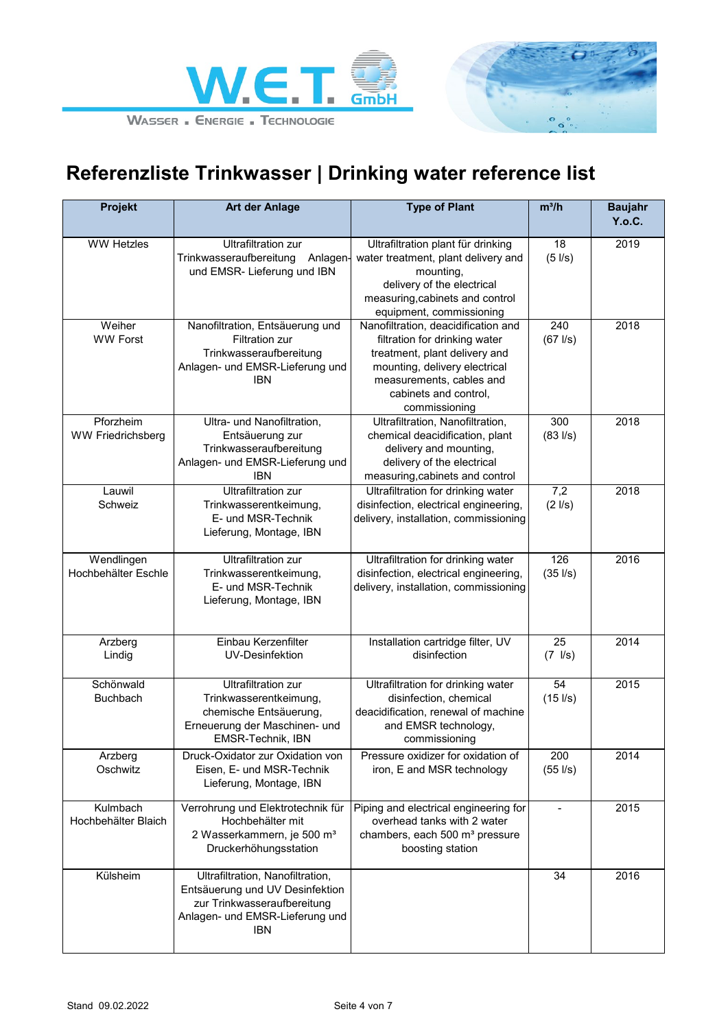W.E.T. GmbH

WASSER . ENERGIE . TECHNOLOGIE

# Referenzliste Trinkwasser | Drinking water reference list

| Projekt | Art der Anlage | Type of Plant | m³/h | Baujahr Y.o.C. |
|---|---|---|---|---|
| WW Hetzles | Ultrafiltration zur Trinkwasseraufbereitung Anlagen- und EMSR- Lieferung und IBN | Ultrafiltration plant für drinking water treatment, plant delivery and mounting, delivery of the electrical measuring,cabinets and control equipment, commissioning | 18 (5 l/s) | 2019 |
| Weiher WW Forst | Nanofiltration, Entsäuerung und Filtration zur Trinkwasseraufbereitung Anlagen- und EMSR-Lieferung und IBN | Nanofiltration, deacidification and filtration for drinking water treatment, plant delivery and mounting, delivery electrical measurements, cables and cabinets and control, commissioning | 240 (67 l/s) | 2018 |
| Pforzheim WW Friedrichsberg | Ultra- und Nanofiltration, Entsäuerung zur Trinkwasseraufbereitung Anlagen- und EMSR-Lieferung und IBN | Ultrafiltration, Nanofiltration, chemical deacidification, plant delivery and mounting, delivery of the electrical measuring,cabinets and control | 300 (83 l/s) | 2018 |
| Lauwil Schweiz | Ultrafiltration zur Trinkwasserentkeimung, E- und MSR-Technik Lieferung, Montage, IBN | Ultrafiltration for drinking water disinfection, electrical engineering, delivery, installation, commissioning | 7,2 (2 l/s) | 2018 |
| Wendlingen Hochbehälter Eschle | Ultrafiltration zur Trinkwasserentkeimung, E- und MSR-Technik Lieferung, Montage, IBN | Ultrafiltration for drinking water disinfection, electrical engineering, delivery, installation, commissioning | 126 (35 l/s) | 2016 |
| Arzberg Lindig | Einbau Kerzenfilter UV-Desinfektion | Installation cartridge filter, UV disinfection | 25 (7 l/s) | 2014 |
| Schönwald Buchbach | Ultrafiltration zur Trinkwasserentkeimung, chemische Entsäuerung, Erneuerung der Maschinen- und EMSR-Technik, IBN | Ultrafiltration for drinking water disinfection, chemical deacidification, renewal of machine and EMSR technology, commissioning | 54 (15 l/s) | 2015 |
| Arzberg Oschwitz | Druck-Oxidator zur Oxidation von Eisen, E- und MSR-Technik Lieferung, Montage, IBN | Pressure oxidizer for oxidation of iron, E and MSR technology | 200 (55 l/s) | 2014 |
| Kulmbach Hochbehälter Blaich | Verrohrung und Elektrotechnik für Hochbehälter mit 2 Wasserkammern, je 500 m³ Druckerhöhungsstation | Piping and electrical engineering for overhead tanks with 2 water chambers, each 500 m³ pressure boosting station | - | 2015 |
| Külsheim | Ultrafiltration, Nanofiltration, Entsäuerung und UV Desinfektion zur Trinkwasseraufbereitung Anlagen- und EMSR-Lieferung und IBN | | 34 | 2016 |

Stand 09.02.2022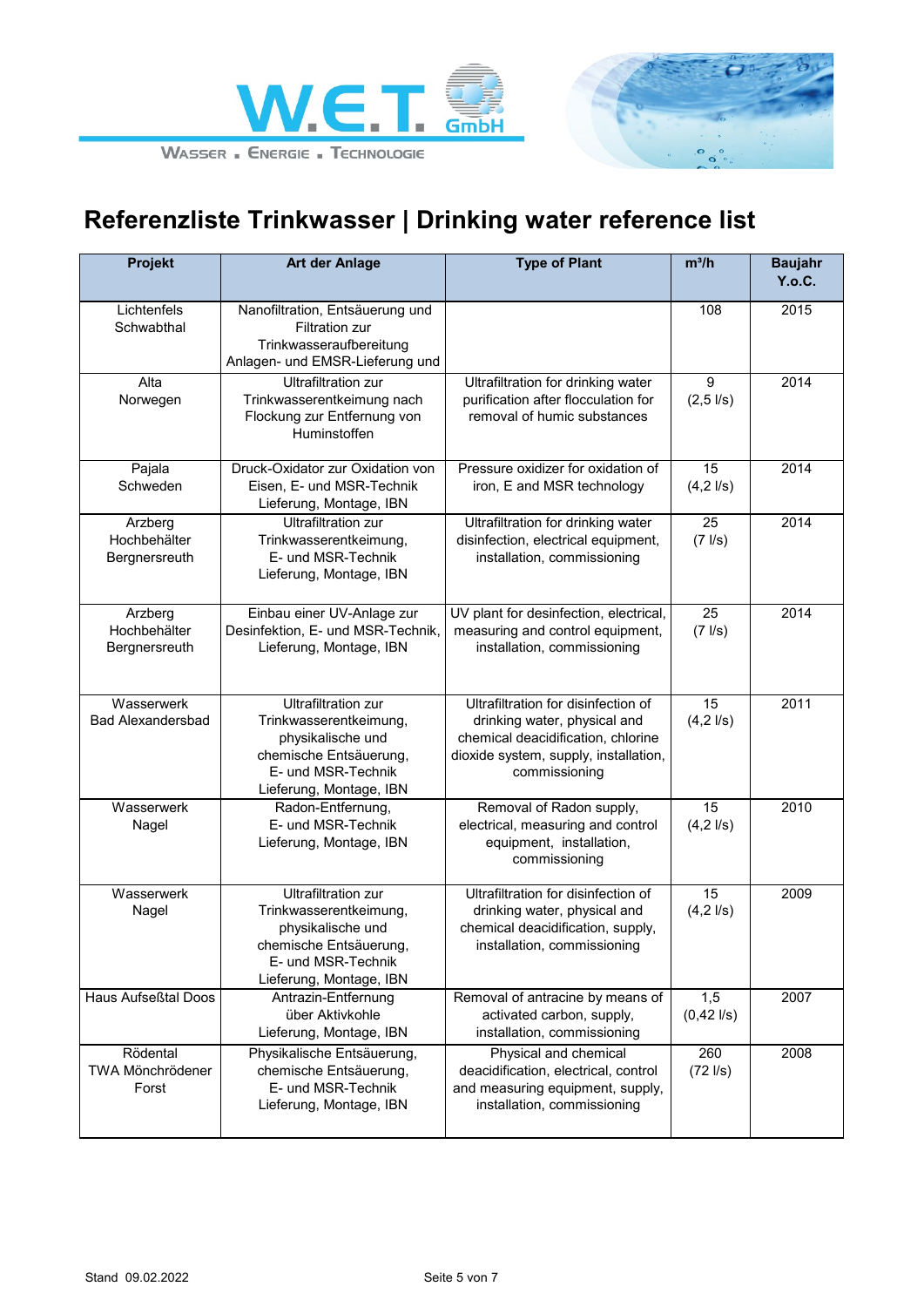# Referenzliste Trinkwasser | Drinking water reference list

| Projekt | Art der Anlage | Type of Plant | m³/h | Baujahr Y.o.C. |
|---|---|---|---|---|
| Lichtenfels Schwabthal | Nanofiltration, Entsäuerung und Filtration zur Trinkwasseraufbereitung Anlagen- und EMSR-Lieferung und | | 108 | 2015 |
| Alta Norwegen | Ultrafiltration zur Trinkwasserentkeimung nach Flockung zur Entfernung von Huminstoffen | Ultrafiltration for drinking water purification after flocculation for removal of humic substances | 9 (2,5 l/s) | 2014 |
| Pajala Schweden | Druck-Oxidator zur Oxidation von Eisen, E- und MSR-Technik Lieferung, Montage, IBN | Pressure oxidizer for oxidation of iron, E and MSR technology | 15 (4,2 l/s) | 2014 |
| Arzberg Hochbehälter Bergnersreuth | Ultrafiltration zur Trinkwasserentkeimung, E- und MSR-Technik Lieferung, Montage, IBN | Ultrafiltration for drinking water disinfection, electrical equipment, installation, commissioning | 25 (7 l/s) | 2014 |
| Arzberg Hochbehälter Bergnersreuth | Einbau einer UV-Anlage zur Desinfektion, E- und MSR-Technik, Lieferung, Montage, IBN | UV plant for desinfection, electrical, measuring and control equipment, installation, commissioning | 25 (7 l/s) | 2014 |
| Wasserwerk Bad Alexandersbad | Ultrafiltration zur Trinkwasserentkeimung, physikalische und chemische Entsäuerung, E- und MSR-Technik Lieferung, Montage, IBN | Ultrafiltration for disinfection of drinking water, physical and chemical deacidification, chlorine dioxide system, supply, installation, commissioning | 15 (4,2 l/s) | 2011 |
| Wasserwerk Nagel | Radon-Entfernung, E- und MSR-Technik Lieferung, Montage, IBN | Removal of Radon supply, electrical, measuring and control equipment, installation, commissioning | 15 (4,2 l/s) | 2010 |
| Wasserwerk Nagel | Ultrafiltration zur Trinkwasserentkeimung, physikalische und chemische Entsäuerung, E- und MSR-Technik Lieferung, Montage, IBN | Ultrafiltration for disinfection of drinking water, physical and chemical deacidification, supply, installation, commissioning | 15 (4,2 l/s) | 2009 |
| Haus Aufseßtal Doos | Antrazin-Entfernung über Aktivkohle Lieferung, Montage, IBN | Removal of antracine by means of activated carbon, supply, installation, commissioning | 1,5 (0,42 l/s) | 2007 |
| Rödental TWA Mönchrödener Forst | Physikalische Entsäuerung, chemische Entsäuerung, E- und MSR-Technik Lieferung, Montage, IBN | Physical and chemical deacidification, electrical, control and measuring equipment, supply, installation, commissioning | 260 (72 l/s) | 2008 |

Stand 09.02.2022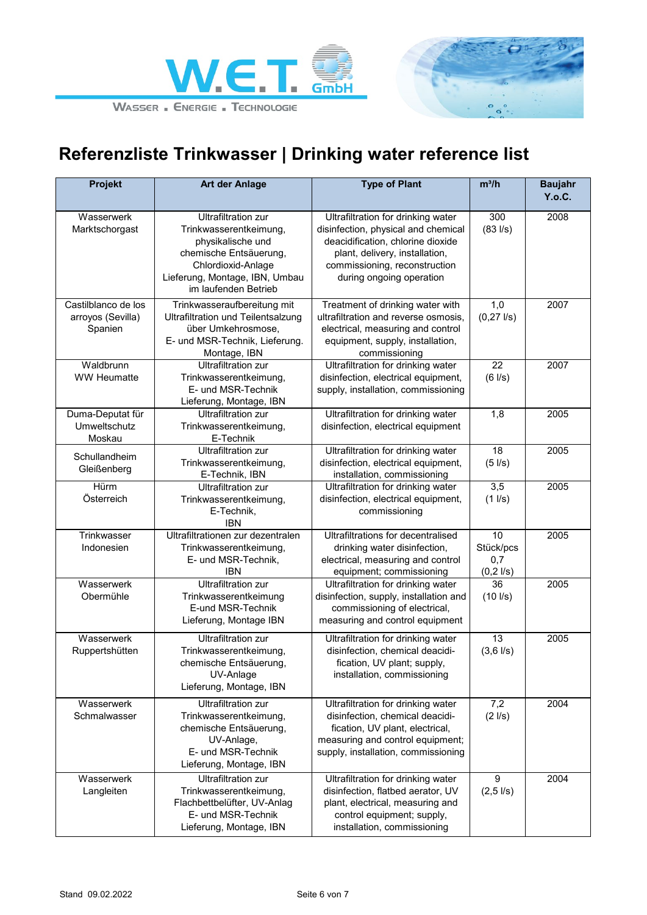# Referenzliste Trinkwasser | Drinking water reference list

| Projekt | Art der Anlage | Type of Plant | m³/h | Baujahr Y.o.C. |
|---|---|---|---|---|
| Wasserwerk Marktschorgast | Ultrafiltration zur Trinkwasserentkeimung, physikalische und chemische Entsäuerung, Chlordioxid-Anlage Lieferung, Montage, IBN, Umbau im laufenden Betrieb | Ultrafiltration for drinking water disinfection, physical and chemical deacidification, chlorine dioxide plant, delivery, installation, commissioning, reconstruction during ongoing operation | 300 (83 l/s) | 2008 |
| Castilblanco de los arroyos (Sevilla) Spanien | Trinkwasseraufbereitung mit Ultrafiltration und Teilentsalzung über Umkehrosmose, E- und MSR-Technik, Lieferung. Montage, IBN | Treatment of drinking water with ultrafiltration and reverse osmosis, electrical, measuring and control equipment, supply, installation, commissioning | 1,0 (0,27 l/s) | 2007 |
| Waldbrunn WW Heumatte | Ultrafiltration zur Trinkwasserentkeimung, E- und MSR-Technik Lieferung, Montage, IBN | Ultrafiltration for drinking water disinfection, electrical equipment, supply, installation, commissioning | 22 (6 l/s) | 2007 |
| Duma-Deputat für Umweltschutz Moskau | Ultrafiltration zur Trinkwasserentkeimung, E-Technik | Ultrafiltration for drinking water disinfection, electrical equipment | 1,8 | 2005 |
| Schullandheim Gleißenberg | Ultrafiltration zur Trinkwasserentkeimung, E-Technik, IBN | Ultrafiltration for drinking water disinfection, electrical equipment, installation, commissioning | 18 (5 l/s) | 2005 |
| Hürm Österreich | Ultrafiltration zur Trinkwasserentkeimung, E-Technik, IBN | Ultrafiltration for drinking water disinfection, electrical equipment, commissioning | 3,5 (1 l/s) | 2005 |
| Trinkwasser Indonesien | Ultrafiltrationen zur dezentralen Trinkwasserentkeimung, E- und MSR-Technik, IBN | Ultrafiltrations for decentralised drinking water disinfection, electrical, measuring and control equipment; commissioning | 10 Stück/pcs 0,7 (0,2 l/s) | 2005 |
| Wasserwerk Obermühle | Ultrafiltration zur Trinkwasserentkeimung E-und MSR-Technik Lieferung, Montage IBN | Ultrafiltration for drinking water disinfection, supply, installation and commissioning of electrical, measuring and control equipment | 36 (10 l/s) | 2005 |
| Wasserwerk Ruppertshütten | Ultrafiltration zur Trinkwasserentkeimung, chemische Entsäuerung, UV-Anlage Lieferung, Montage, IBN | Ultrafiltration for drinking water disinfection, chemical deacidi-fication, UV plant; supply, installation, commissioning | 13 (3,6 l/s) | 2005 |
| Wasserwerk Schmalwasser | Ultrafiltration zur Trinkwasserentkeimung, chemische Entsäuerung, UV-Anlage, E- und MSR-Technik Lieferung, Montage, IBN | Ultrafiltration for drinking water disinfection, chemical deacidi-fication, UV plant, electrical, measuring and control equipment; supply, installation, commissioning | 7,2 (2 l/s) | 2004 |
| Wasserwerk Langleiten | Ultrafiltration zur Trinkwasserentkeimung, Flachbettbelüfter, UV-Anlag E- und MSR-Technik Lieferung, Montage, IBN | Ultrafiltration for drinking water disinfection, flatbed aerator, UV plant, electrical, measuring and control equipment; supply, installation, commissioning | 9 (2,5 l/s) | 2004 |

Stand 09.02.2022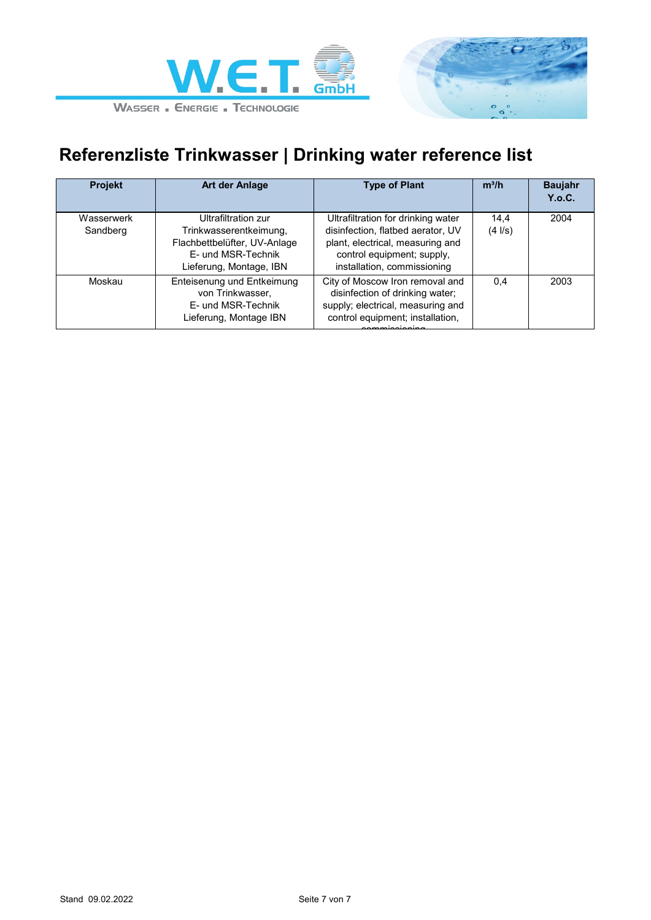W.E.T. GmbH
WASSER . ENERGIE . TECHNOLOGIE

# Referenzliste Trinkwasser | Drinking water reference list

| Projekt | Art der Anlage | Type of Plant | m³/h | Baujahr Y.o.C. |
|---|---|---|---|---|
| Wasserwerk Sandberg | Ultrafiltration zur Trinkwasserentkeimung, Flachbettbelüfter, UV-Anlage E- und MSR-Technik Lieferung, Montage, IBN | Ultrafiltration for drinking water disinfection, flatbed aerator, UV plant, electrical, measuring and control equipment; supply, installation, commissioning | 14,4 (4 l/s) | 2004 |
| Moskau | Enteisenung und Entkeimung von Trinkwasser, E- und MSR-Technik Lieferung, Montage IBN | City of Moscow Iron removal and disinfection of drinking water; supply; electrical, measuring and control equipment; installation, commissioning | 0,4 | 2003 |

Stand 09.02.2022